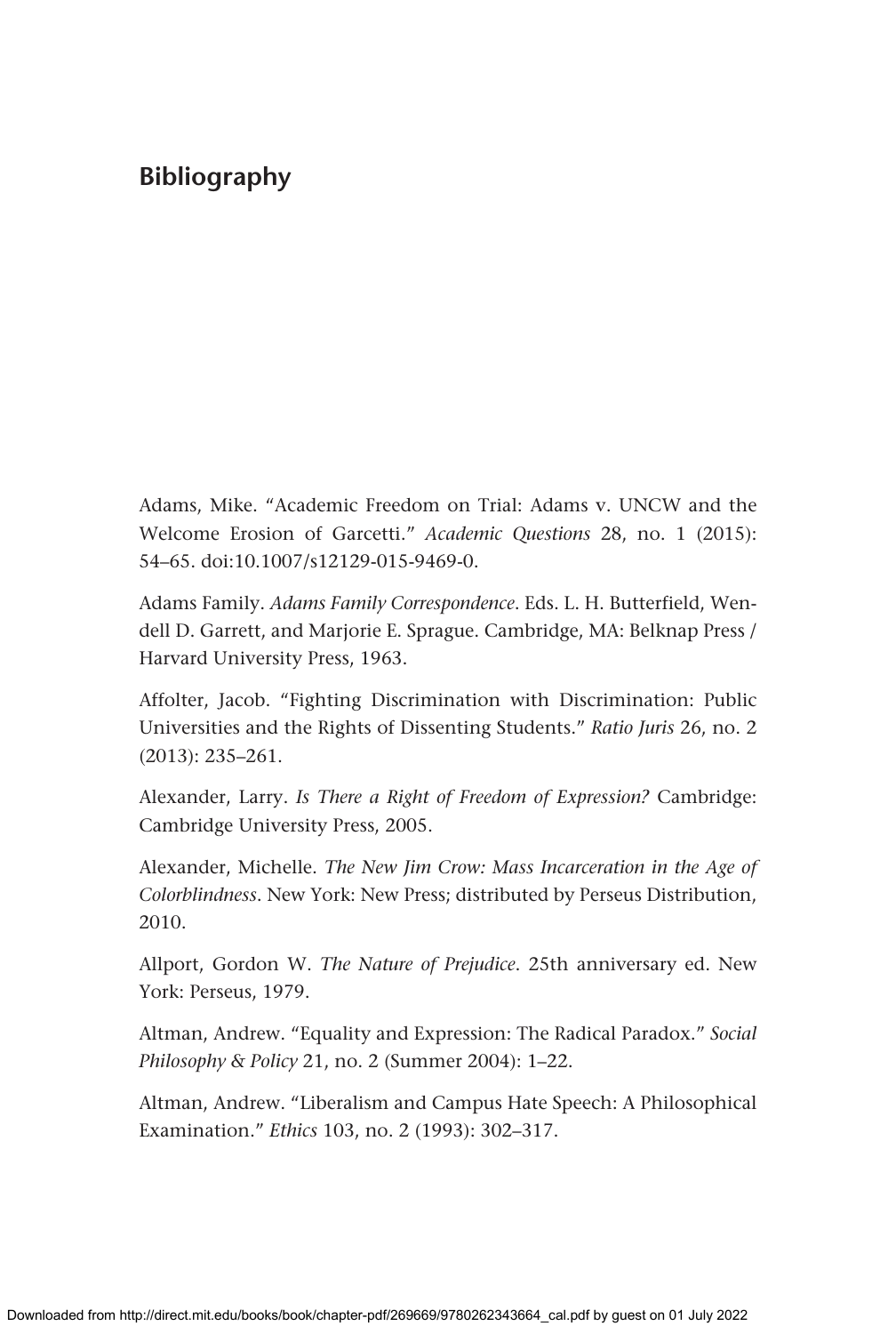# Bibliography

Adams, Mike. "Academic Freedom on Trial: Adams v. UNCW and the Welcome Erosion of Garcetti." *Academic Questions* 28, no. 1 (2015): 54–65. doi:10.1007/s12129-015-9469-0.

Adams Family. *Adams Family Correspondence*. Eds. L. H. Butterfield, Wendell D. Garrett, and Marjorie E. Sprague. Cambridge, MA: Belknap Press / Harvard University Press, 1963.

Affolter, Jacob. "Fighting Discrimination with Discrimination: Public Universities and the Rights of Dissenting Students." *Ratio Juris* 26, no. 2 (2013): 235–261.

Alexander, Larry. *Is There a Right of Freedom of Expression?* Cambridge: Cambridge University Press, 2005.

Alexander, Michelle. *The New Jim Crow: Mass Incarceration in the Age of Colorblindness*. New York: New Press; distributed by Perseus Distribution, 2010.

Allport, Gordon W. *The Nature of Prejudice*. 25th anniversary ed. New York: Perseus, 1979.

Altman, Andrew. "Equality and Expression: The Radical Paradox." *Social Philosophy & Policy* 21, no. 2 (Summer 2004): 1–22.

Altman, Andrew. "Liberalism and Campus Hate Speech: A Philosophical Examination." *Ethics* 103, no. 2 (1993): 302–317.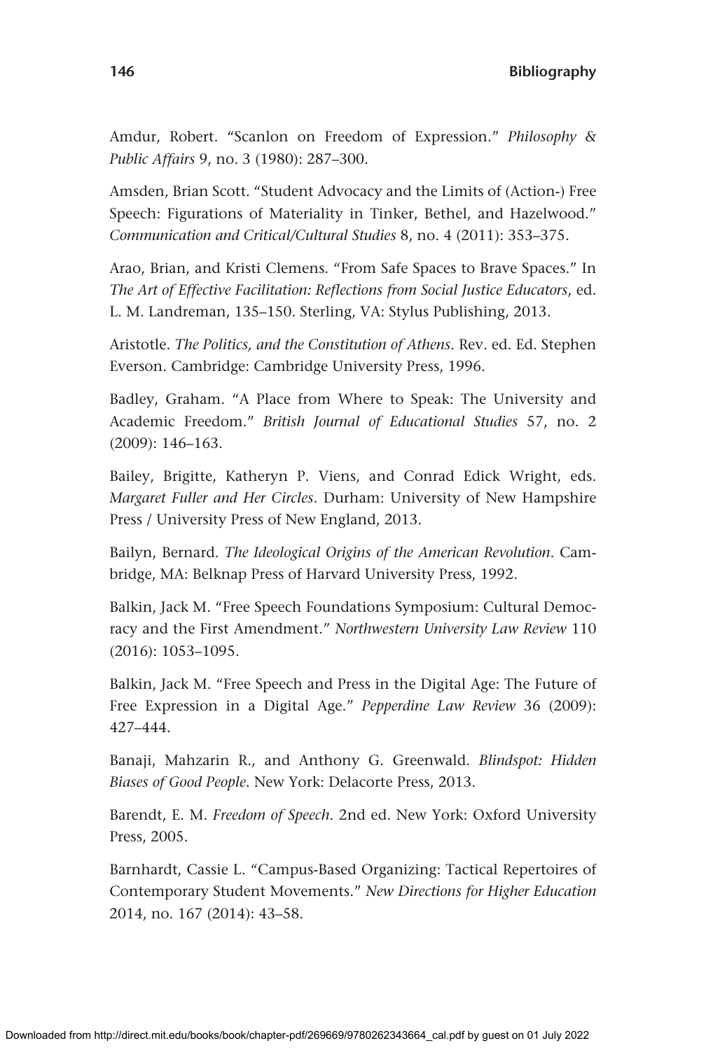Amdur, Robert. "Scanlon on Freedom of Expression." *Philosophy & Public Affairs* 9, no. 3 (1980): 287–300.

Amsden, Brian Scott. "Student Advocacy and the Limits of (Action-) Free Speech: Figurations of Materiality in Tinker, Bethel, and Hazelwood." *Communication and Critical/Cultural Studies* 8, no. 4 (2011): 353–375.

Arao, Brian, and Kristi Clemens. "From Safe Spaces to Brave Spaces." In *The Art of Effective Facilitation: Reflections from Social Justice Educators*, ed. L. M. Landreman, 135–150. Sterling, VA: Stylus Publishing, 2013.

Aristotle. *The Politics, and the Constitution of Athens*. Rev. ed. Ed. Stephen Everson. Cambridge: Cambridge University Press, 1996.

Badley, Graham. "A Place from Where to Speak: The University and Academic Freedom." *British Journal of Educational Studies* 57, no. 2 (2009): 146–163.

Bailey, Brigitte, Katheryn P. Viens, and Conrad Edick Wright, eds. *Margaret Fuller and Her Circles*. Durham: University of New Hampshire Press / University Press of New England, 2013.

Bailyn, Bernard. *The Ideological Origins of the American Revolution*. Cambridge, MA: Belknap Press of Harvard University Press, 1992.

Balkin, Jack M. "Free Speech Foundations Symposium: Cultural Democracy and the First Amendment." *Northwestern University Law Review* 110 (2016): 1053–1095.

Balkin, Jack M. "Free Speech and Press in the Digital Age: The Future of Free Expression in a Digital Age." *Pepperdine Law Review* 36 (2009): 427–444.

Banaji, Mahzarin R., and Anthony G. Greenwald. *Blindspot: Hidden Biases of Good People*. New York: Delacorte Press, 2013.

Barendt, E. M. *Freedom of Speech*. 2nd ed. New York: Oxford University Press, 2005.

Barnhardt, Cassie L. "Campus-Based Organizing: Tactical Repertoires of Contemporary Student Movements." *New Directions for Higher Education* 2014, no. 167 (2014): 43–58.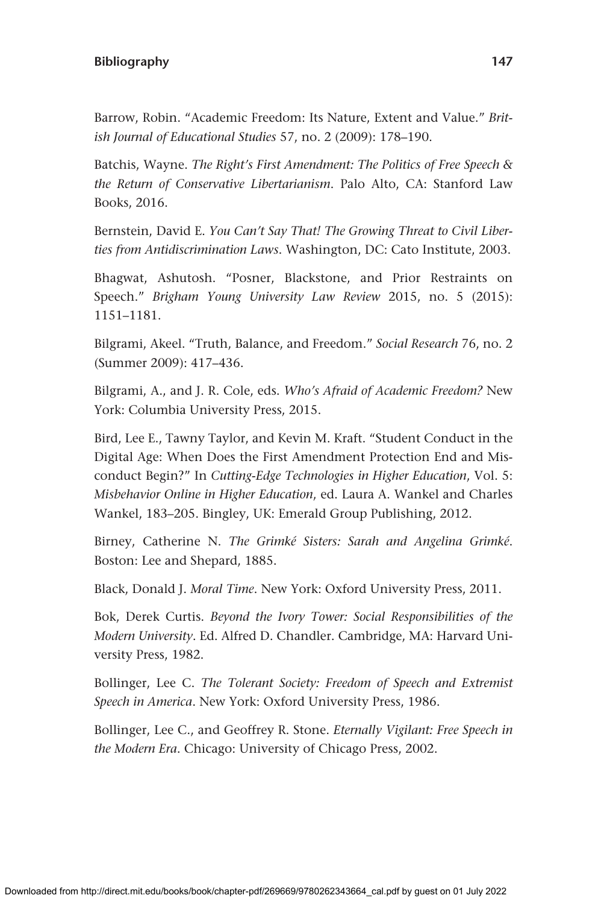Barrow, Robin. “Academic Freedom: Its Nature, Extent and Value.” *British Journal of Educational Studies* 57, no. 2 (2009): 178–190.

Batchis, Wayne. *The Right’s First Amendment: The Politics of Free Speech & the Return of Conservative Libertarianism*. Palo Alto, CA: Stanford Law Books, 2016.

Bernstein, David E. *You Can’t Say That! The Growing Threat to Civil Liberties from Antidiscrimination Laws*. Washington, DC: Cato Institute, 2003.

Bhagwat, Ashutosh. “Posner, Blackstone, and Prior Restraints on Speech.” *Brigham Young University Law Review* 2015, no. 5 (2015): 1151–1181.

Bilgrami, Akeel. “Truth, Balance, and Freedom.” *Social Research* 76, no. 2 (Summer 2009): 417–436.

Bilgrami, A., and J. R. Cole, eds. *Who’s Afraid of Academic Freedom?* New York: Columbia University Press, 2015.

Bird, Lee E., Tawny Taylor, and Kevin M. Kraft. “Student Conduct in the Digital Age: When Does the First Amendment Protection End and Misconduct Begin?” In *Cutting-Edge Technologies in Higher Education*, Vol. 5: *Misbehavior Online in Higher Education*, ed. Laura A. Wankel and Charles Wankel, 183–205. Bingley, UK: Emerald Group Publishing, 2012.

Birney, Catherine N. *The Grimké Sisters: Sarah and Angelina Grimké*. Boston: Lee and Shepard, 1885.

Black, Donald J. *Moral Time*. New York: Oxford University Press, 2011.

Bok, Derek Curtis. *Beyond the Ivory Tower: Social Responsibilities of the Modern University*. Ed. Alfred D. Chandler. Cambridge, MA: Harvard University Press, 1982.

Bollinger, Lee C. *The Tolerant Society: Freedom of Speech and Extremist Speech in America*. New York: Oxford University Press, 1986.

Bollinger, Lee C., and Geoffrey R. Stone. *Eternally Vigilant: Free Speech in the Modern Era*. Chicago: University of Chicago Press, 2002.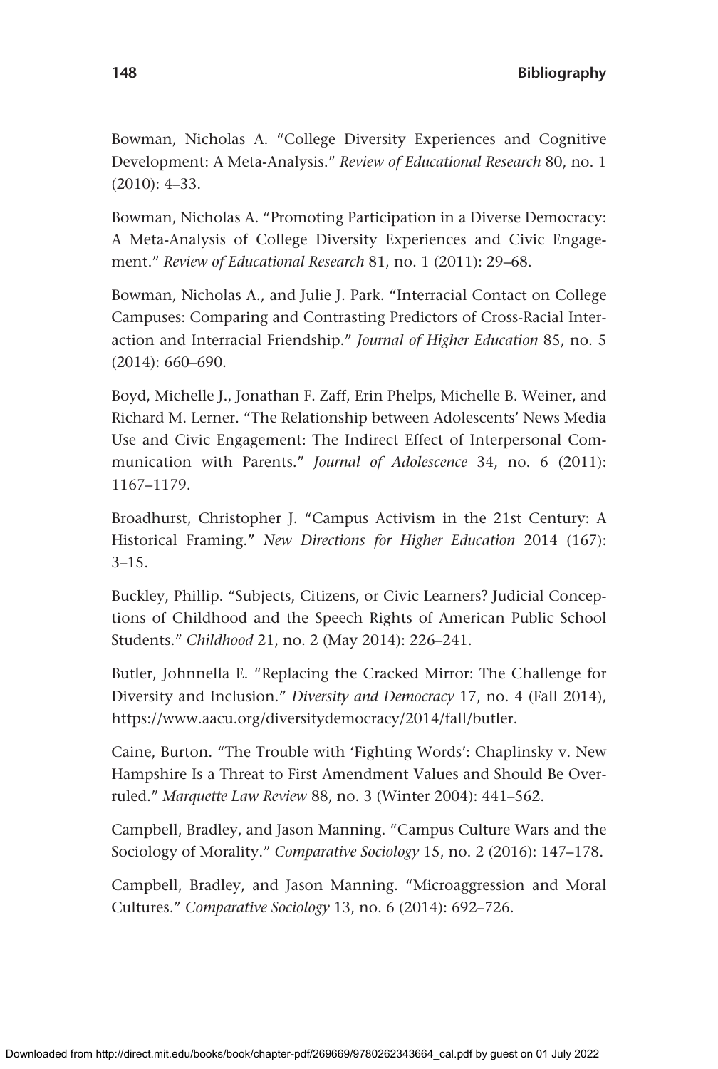Bowman, Nicholas A. "College Diversity Experiences and Cognitive Development: A Meta-Analysis." *Review of Educational Research* 80, no. 1 (2010): 4–33.

Bowman, Nicholas A. "Promoting Participation in a Diverse Democracy: A Meta-Analysis of College Diversity Experiences and Civic Engagement." *Review of Educational Research* 81, no. 1 (2011): 29–68.

Bowman, Nicholas A., and Julie J. Park. "Interracial Contact on College Campuses: Comparing and Contrasting Predictors of Cross-Racial Interaction and Interracial Friendship." *Journal of Higher Education* 85, no. 5 (2014): 660–690.

Boyd, Michelle J., Jonathan F. Zaff, Erin Phelps, Michelle B. Weiner, and Richard M. Lerner. "The Relationship between Adolescents' News Media Use and Civic Engagement: The Indirect Effect of Interpersonal Communication with Parents." *Journal of Adolescence* 34, no. 6 (2011): 1167–1179.

Broadhurst, Christopher J. "Campus Activism in the 21st Century: A Historical Framing." *New Directions for Higher Education* 2014 (167): 3–15.

Buckley, Phillip. "Subjects, Citizens, or Civic Learners? Judicial Conceptions of Childhood and the Speech Rights of American Public School Students." *Childhood* 21, no. 2 (May 2014): 226–241.

Butler, Johnnella E. "Replacing the Cracked Mirror: The Challenge for Diversity and Inclusion." *Diversity and Democracy* 17, no. 4 (Fall 2014), https://www.aacu.org/diversitydemocracy/2014/fall/butler.

Caine, Burton. "The Trouble with 'Fighting Words': Chaplinsky v. New Hampshire Is a Threat to First Amendment Values and Should Be Overruled." *Marquette Law Review* 88, no. 3 (Winter 2004): 441–562.

Campbell, Bradley, and Jason Manning. "Campus Culture Wars and the Sociology of Morality." *Comparative Sociology* 15, no. 2 (2016): 147–178.

Campbell, Bradley, and Jason Manning. "Microaggression and Moral Cultures." *Comparative Sociology* 13, no. 6 (2014): 692–726.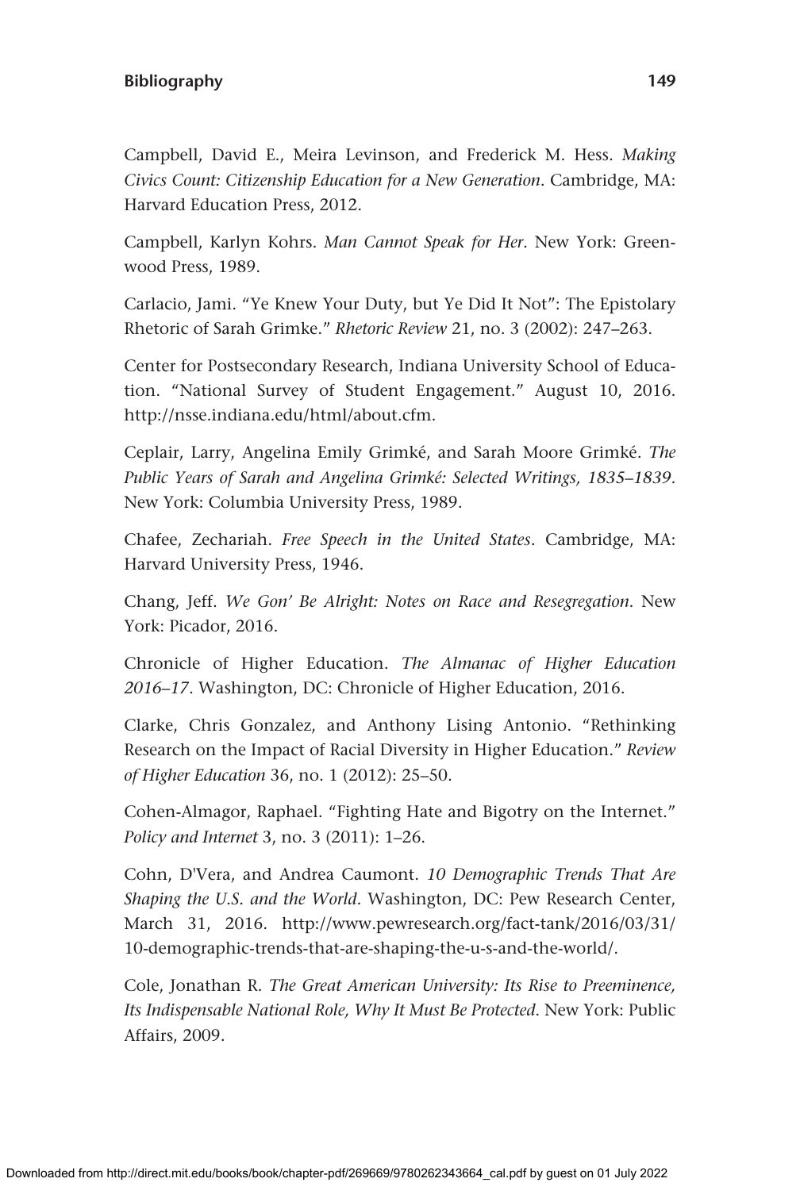Campbell, David E., Meira Levinson, and Frederick M. Hess. *Making Civics Count: Citizenship Education for a New Generation*. Cambridge, MA: Harvard Education Press, 2012.

Campbell, Karlyn Kohrs. *Man Cannot Speak for Her*. New York: Greenwood Press, 1989.

Carlacio, Jami. "Ye Knew Your Duty, but Ye Did It Not": The Epistolary Rhetoric of Sarah Grimke." *Rhetoric Review* 21, no. 3 (2002): 247–263.

Center for Postsecondary Research, Indiana University School of Education. "National Survey of Student Engagement." August 10, 2016. http://nsse.indiana.edu/html/about.cfm.

Ceplair, Larry, Angelina Emily Grimké, and Sarah Moore Grimké. *The Public Years of Sarah and Angelina Grimké: Selected Writings, 1835–1839*. New York: Columbia University Press, 1989.

Chafee, Zechariah. *Free Speech in the United States*. Cambridge, MA: Harvard University Press, 1946.

Chang, Jeff. *We Gon' Be Alright: Notes on Race and Resegregation*. New York: Picador, 2016.

Chronicle of Higher Education. *The Almanac of Higher Education 2016–17*. Washington, DC: Chronicle of Higher Education, 2016.

Clarke, Chris Gonzalez, and Anthony Lising Antonio. "Rethinking Research on the Impact of Racial Diversity in Higher Education." *Review of Higher Education* 36, no. 1 (2012): 25–50.

Cohen-Almagor, Raphael. "Fighting Hate and Bigotry on the Internet." *Policy and Internet* 3, no. 3 (2011): 1–26.

Cohn, D'Vera, and Andrea Caumont. *10 Demographic Trends That Are Shaping the U.S. and the World*. Washington, DC: Pew Research Center, March 31, 2016. http://www.pewresearch.org/fact-tank/2016/03/31/10-demographic-trends-that-are-shaping-the-u-s-and-the-world/.

Cole, Jonathan R. *The Great American University: Its Rise to Preeminence, Its Indispensable National Role, Why It Must Be Protected*. New York: Public Affairs, 2009.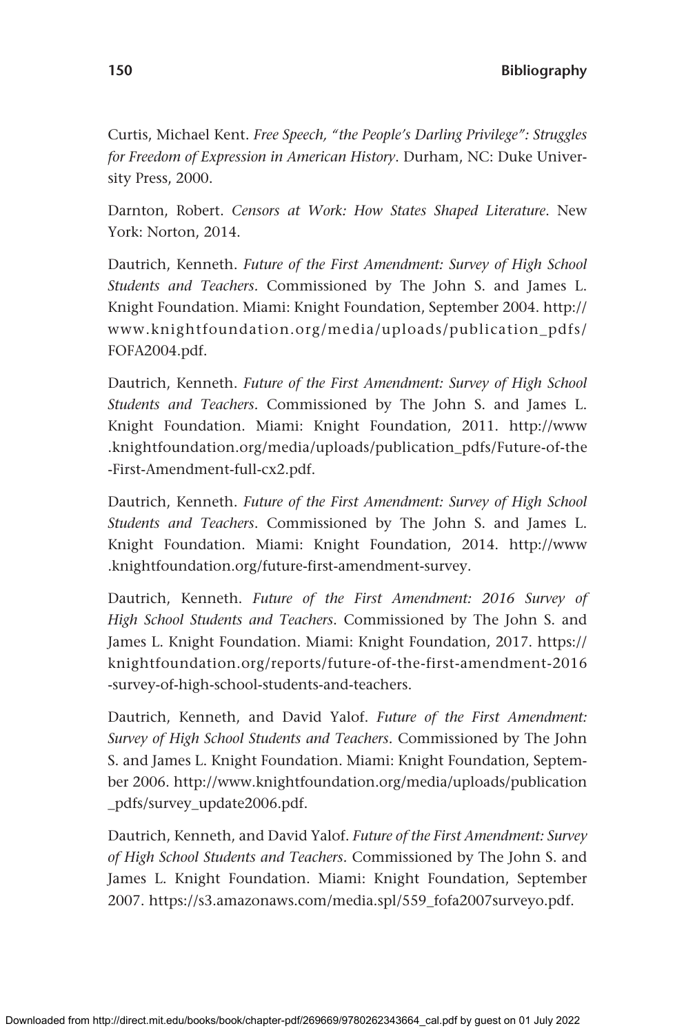Curtis, Michael Kent. *Free Speech, "the People's Darling Privilege": Struggles for Freedom of Expression in American History*. Durham, NC: Duke University Press, 2000.

Darnton, Robert. *Censors at Work: How States Shaped Literature*. New York: Norton, 2014.

Dautrich, Kenneth. *Future of the First Amendment: Survey of High School Students and Teachers*. Commissioned by The John S. and James L. Knight Foundation. Miami: Knight Foundation, September 2004. http://www.knightfoundation.org/media/uploads/publication_pdfs/FOFA2004.pdf.

Dautrich, Kenneth. *Future of the First Amendment: Survey of High School Students and Teachers*. Commissioned by The John S. and James L. Knight Foundation. Miami: Knight Foundation, 2011. http://www.knightfoundation.org/media/uploads/publication_pdfs/Future-of-the-First-Amendment-full-cx2.pdf.

Dautrich, Kenneth. *Future of the First Amendment: Survey of High School Students and Teachers*. Commissioned by The John S. and James L. Knight Foundation. Miami: Knight Foundation, 2014. http://www.knightfoundation.org/future-first-amendment-survey.

Dautrich, Kenneth. *Future of the First Amendment: 2016 Survey of High School Students and Teachers*. Commissioned by The John S. and James L. Knight Foundation. Miami: Knight Foundation, 2017. https://knightfoundation.org/reports/future-of-the-first-amendment-2016-survey-of-high-school-students-and-teachers.

Dautrich, Kenneth, and David Yalof. *Future of the First Amendment: Survey of High School Students and Teachers*. Commissioned by The John S. and James L. Knight Foundation. Miami: Knight Foundation, September 2006. http://www.knightfoundation.org/media/uploads/publication_pdfs/survey_update2006.pdf.

Dautrich, Kenneth, and David Yalof. *Future of the First Amendment: Survey of High School Students and Teachers*. Commissioned by The John S. and James L. Knight Foundation. Miami: Knight Foundation, September 2007. https://s3.amazonaws.com/media.spl/559_fofa2007surveyo.pdf.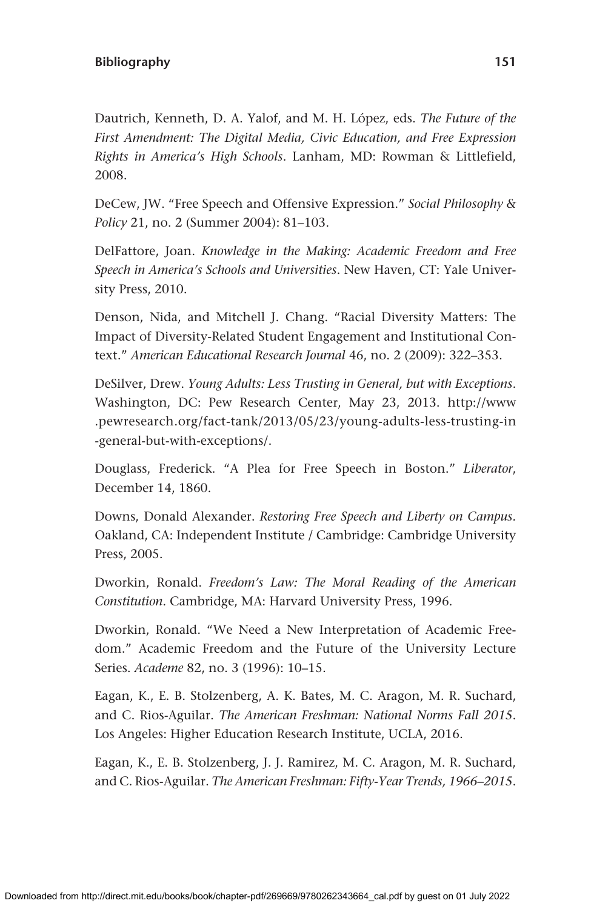Dautrich, Kenneth, D. A. Yalof, and M. H. López, eds. *The Future of the First Amendment: The Digital Media, Civic Education, and Free Expression Rights in America's High Schools*. Lanham, MD: Rowman & Littlefield, 2008.

DeCew, JW. "Free Speech and Offensive Expression." *Social Philosophy & Policy* 21, no. 2 (Summer 2004): 81–103.

DelFattore, Joan. *Knowledge in the Making: Academic Freedom and Free Speech in America's Schools and Universities*. New Haven, CT: Yale University Press, 2010.

Denson, Nida, and Mitchell J. Chang. "Racial Diversity Matters: The Impact of Diversity-Related Student Engagement and Institutional Context." *American Educational Research Journal* 46, no. 2 (2009): 322–353.

DeSilver, Drew. *Young Adults: Less Trusting in General, but with Exceptions*. Washington, DC: Pew Research Center, May 23, 2013. http://www.pewresearch.org/fact-tank/2013/05/23/young-adults-less-trusting-in-general-but-with-exceptions/.

Douglass, Frederick. "A Plea for Free Speech in Boston." *Liberator*, December 14, 1860.

Downs, Donald Alexander. *Restoring Free Speech and Liberty on Campus.* Oakland, CA: Independent Institute / Cambridge: Cambridge University Press, 2005.

Dworkin, Ronald. *Freedom's Law: The Moral Reading of the American Constitution*. Cambridge, MA: Harvard University Press, 1996.

Dworkin, Ronald. "We Need a New Interpretation of Academic Freedom." Academic Freedom and the Future of the University Lecture Series. *Academe* 82, no. 3 (1996): 10–15.

Eagan, K., E. B. Stolzenberg, A. K. Bates, M. C. Aragon, M. R. Suchard, and C. Rios-Aguilar. *The American Freshman: National Norms Fall 2015*. Los Angeles: Higher Education Research Institute, UCLA, 2016.

Eagan, K., E. B. Stolzenberg, J. J. Ramirez, M. C. Aragon, M. R. Suchard, and C. Rios-Aguilar. *The American Freshman: Fifty-Year Trends, 1966–2015*.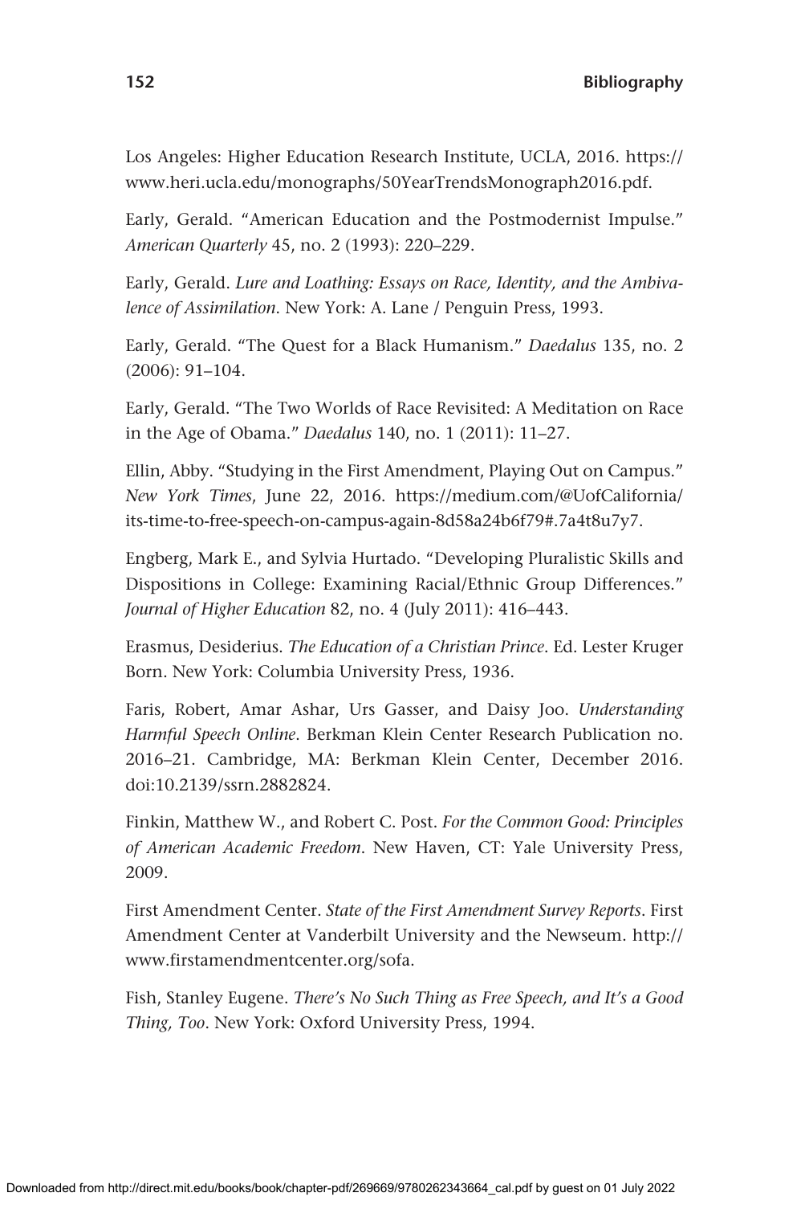Los Angeles: Higher Education Research Institute, UCLA, 2016. https://www.heri.ucla.edu/monographs/50YearTrendsMonograph2016.pdf.

Early, Gerald. "American Education and the Postmodernist Impulse." *American Quarterly* 45, no. 2 (1993): 220–229.

Early, Gerald. *Lure and Loathing: Essays on Race, Identity, and the Ambivalence of Assimilation*. New York: A. Lane / Penguin Press, 1993.

Early, Gerald. "The Quest for a Black Humanism." *Daedalus* 135, no. 2 (2006): 91–104.

Early, Gerald. "The Two Worlds of Race Revisited: A Meditation on Race in the Age of Obama." *Daedalus* 140, no. 1 (2011): 11–27.

Ellin, Abby. "Studying in the First Amendment, Playing Out on Campus." *New York Times*, June 22, 2016. https://medium.com/@UofCalifornia/its-time-to-free-speech-on-campus-again-8d58a24b6f79#.7a4t8u7y7.

Engberg, Mark E., and Sylvia Hurtado. "Developing Pluralistic Skills and Dispositions in College: Examining Racial/Ethnic Group Differences." *Journal of Higher Education* 82, no. 4 (July 2011): 416–443.

Erasmus, Desiderius. *The Education of a Christian Prince*. Ed. Lester Kruger Born. New York: Columbia University Press, 1936.

Faris, Robert, Amar Ashar, Urs Gasser, and Daisy Joo. *Understanding Harmful Speech Online*. Berkman Klein Center Research Publication no. 2016–21. Cambridge, MA: Berkman Klein Center, December 2016. doi:10.2139/ssrn.2882824.

Finkin, Matthew W., and Robert C. Post. *For the Common Good: Principles of American Academic Freedom*. New Haven, CT: Yale University Press, 2009.

First Amendment Center. *State of the First Amendment Survey Reports*. First Amendment Center at Vanderbilt University and the Newseum. http://www.firstamendmentcenter.org/sofa.

Fish, Stanley Eugene. *There's No Such Thing as Free Speech, and It's a Good Thing, Too*. New York: Oxford University Press, 1994.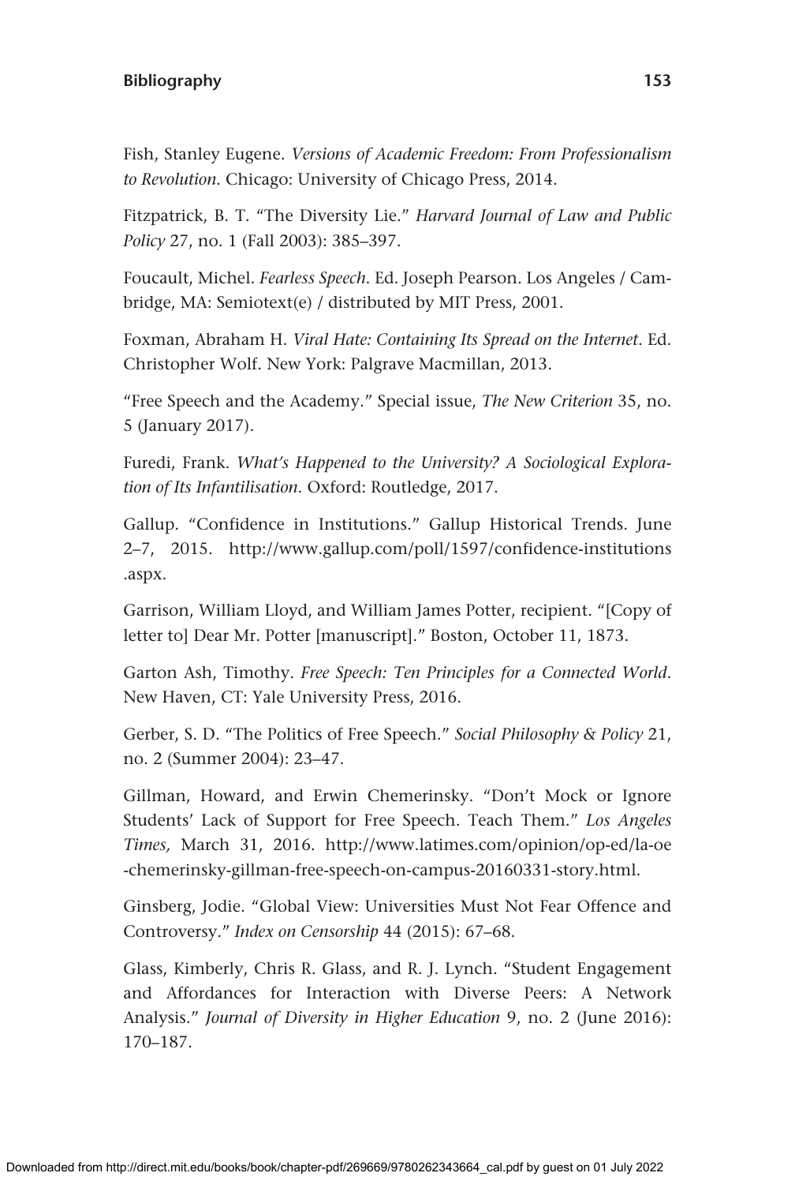Fish, Stanley Eugene. *Versions of Academic Freedom: From Professionalism to Revolution*. Chicago: University of Chicago Press, 2014.

Fitzpatrick, B. T. "The Diversity Lie." *Harvard Journal of Law and Public Policy* 27, no. 1 (Fall 2003): 385–397.

Foucault, Michel. *Fearless Speech*. Ed. Joseph Pearson. Los Angeles / Cambridge, MA: Semiotext(e) / distributed by MIT Press, 2001.

Foxman, Abraham H. *Viral Hate: Containing Its Spread on the Internet*. Ed. Christopher Wolf. New York: Palgrave Macmillan, 2013.

"Free Speech and the Academy." Special issue, *The New Criterion* 35, no. 5 (January 2017).

Furedi, Frank. *What's Happened to the University? A Sociological Exploration of Its Infantilisation*. Oxford: Routledge, 2017.

Gallup. "Confidence in Institutions." Gallup Historical Trends. June 2–7, 2015. http://www.gallup.com/poll/1597/confidence-institutions.aspx.

Garrison, William Lloyd, and William James Potter, recipient. "[Copy of letter to] Dear Mr. Potter [manuscript]." Boston, October 11, 1873.

Garton Ash, Timothy. *Free Speech: Ten Principles for a Connected World*. New Haven, CT: Yale University Press, 2016.

Gerber, S. D. "The Politics of Free Speech." *Social Philosophy & Policy* 21, no. 2 (Summer 2004): 23–47.

Gillman, Howard, and Erwin Chemerinsky. "Don't Mock or Ignore Students' Lack of Support for Free Speech. Teach Them." *Los Angeles Times,* March 31, 2016. http://www.latimes.com/opinion/op-ed/la-oe-chemerinsky-gillman-free-speech-on-campus-20160331-story.html.

Ginsberg, Jodie. "Global View: Universities Must Not Fear Offence and Controversy." *Index on Censorship* 44 (2015): 67–68.

Glass, Kimberly, Chris R. Glass, and R. J. Lynch. "Student Engagement and Affordances for Interaction with Diverse Peers: A Network Analysis." *Journal of Diversity in Higher Education* 9, no. 2 (June 2016): 170–187.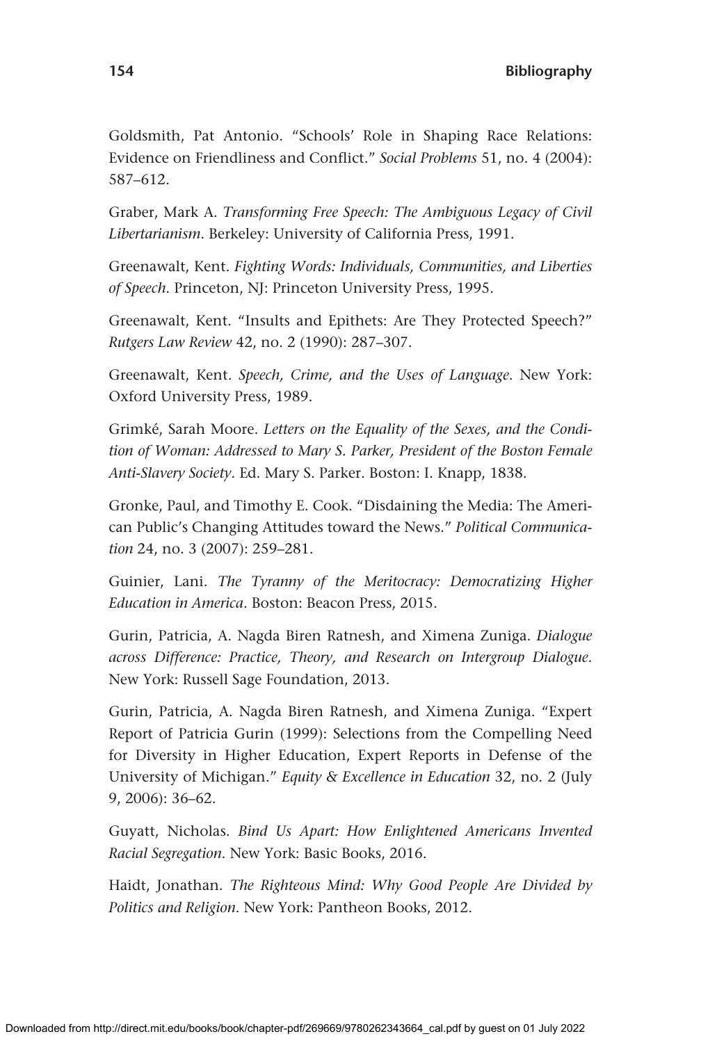Goldsmith, Pat Antonio. “Schools’ Role in Shaping Race Relations: Evidence on Friendliness and Conflict.” *Social Problems* 51, no. 4 (2004): 587–612.

Graber, Mark A. *Transforming Free Speech: The Ambiguous Legacy of Civil Libertarianism*. Berkeley: University of California Press, 1991.

Greenawalt, Kent. *Fighting Words: Individuals, Communities, and Liberties of Speech*. Princeton, NJ: Princeton University Press, 1995.

Greenawalt, Kent. “Insults and Epithets: Are They Protected Speech?” *Rutgers Law Review* 42, no. 2 (1990): 287–307.

Greenawalt, Kent. *Speech, Crime, and the Uses of Language*. New York: Oxford University Press, 1989.

Grimké, Sarah Moore. *Letters on the Equality of the Sexes, and the Condition of Woman: Addressed to Mary S. Parker, President of the Boston Female Anti-Slavery Society*. Ed. Mary S. Parker. Boston: I. Knapp, 1838.

Gronke, Paul, and Timothy E. Cook. “Disdaining the Media: The American Public’s Changing Attitudes toward the News.” *Political Communication* 24, no. 3 (2007): 259–281.

Guinier, Lani. *The Tyranny of the Meritocracy: Democratizing Higher Education in America*. Boston: Beacon Press, 2015.

Gurin, Patricia, A. Nagda Biren Ratnesh, and Ximena Zuniga. *Dialogue across Difference: Practice, Theory, and Research on Intergroup Dialogue*. New York: Russell Sage Foundation, 2013.

Gurin, Patricia, A. Nagda Biren Ratnesh, and Ximena Zuniga. “Expert Report of Patricia Gurin (1999): Selections from the Compelling Need for Diversity in Higher Education, Expert Reports in Defense of the University of Michigan.” *Equity & Excellence in Education* 32, no. 2 (July 9, 2006): 36–62.

Guyatt, Nicholas. *Bind Us Apart: How Enlightened Americans Invented Racial Segregation*. New York: Basic Books, 2016.

Haidt, Jonathan. *The Righteous Mind: Why Good People Are Divided by Politics and Religion*. New York: Pantheon Books, 2012.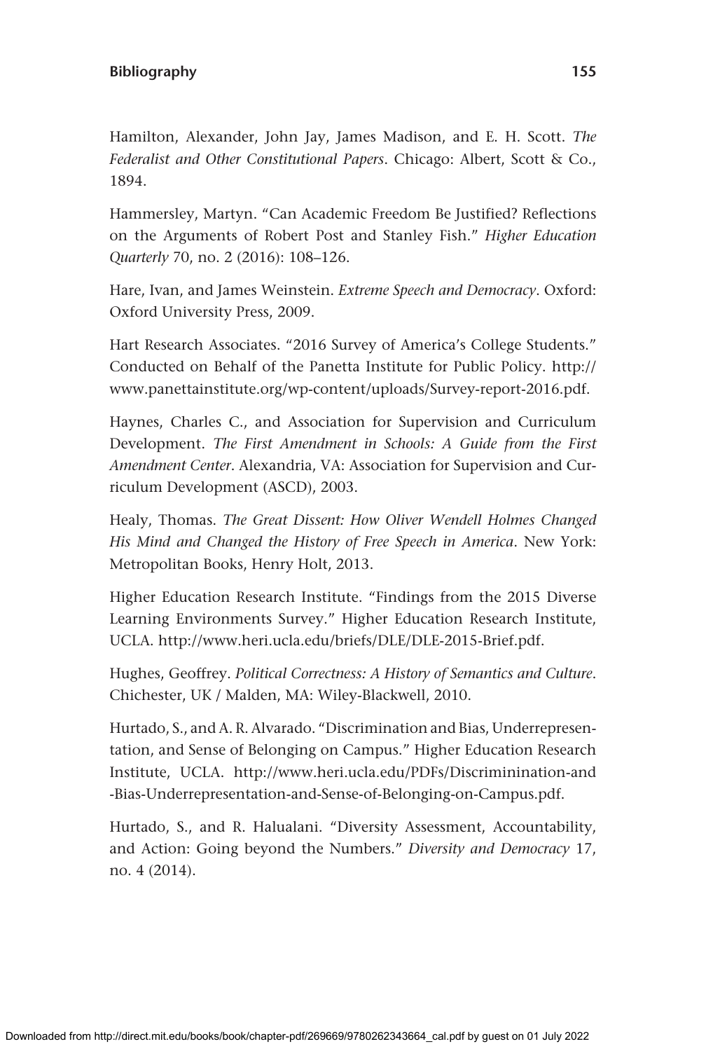Hamilton, Alexander, John Jay, James Madison, and E. H. Scott. *The Federalist and Other Constitutional Papers*. Chicago: Albert, Scott & Co., 1894.

Hammersley, Martyn. "Can Academic Freedom Be Justified? Reflections on the Arguments of Robert Post and Stanley Fish." *Higher Education Quarterly* 70, no. 2 (2016): 108–126.

Hare, Ivan, and James Weinstein. *Extreme Speech and Democracy*. Oxford: Oxford University Press, 2009.

Hart Research Associates. "2016 Survey of America's College Students." Conducted on Behalf of the Panetta Institute for Public Policy. http://www.panettainstitute.org/wp-content/uploads/Survey-report-2016.pdf.

Haynes, Charles C., and Association for Supervision and Curriculum Development. *The First Amendment in Schools: A Guide from the First Amendment Center*. Alexandria, VA: Association for Supervision and Curriculum Development (ASCD), 2003.

Healy, Thomas. *The Great Dissent: How Oliver Wendell Holmes Changed His Mind and Changed the History of Free Speech in America*. New York: Metropolitan Books, Henry Holt, 2013.

Higher Education Research Institute. "Findings from the 2015 Diverse Learning Environments Survey." Higher Education Research Institute, UCLA. http://www.heri.ucla.edu/briefs/DLE/DLE-2015-Brief.pdf.

Hughes, Geoffrey. *Political Correctness: A History of Semantics and Culture*. Chichester, UK / Malden, MA: Wiley-Blackwell, 2010.

Hurtado, S., and A. R. Alvarado. "Discrimination and Bias, Underrepresentation, and Sense of Belonging on Campus." Higher Education Research Institute, UCLA. http://www.heri.ucla.edu/PDFs/Discriminination-and-Bias-Underrepresentation-and-Sense-of-Belonging-on-Campus.pdf.

Hurtado, S., and R. Halualani. "Diversity Assessment, Accountability, and Action: Going beyond the Numbers." *Diversity and Democracy* 17, no. 4 (2014).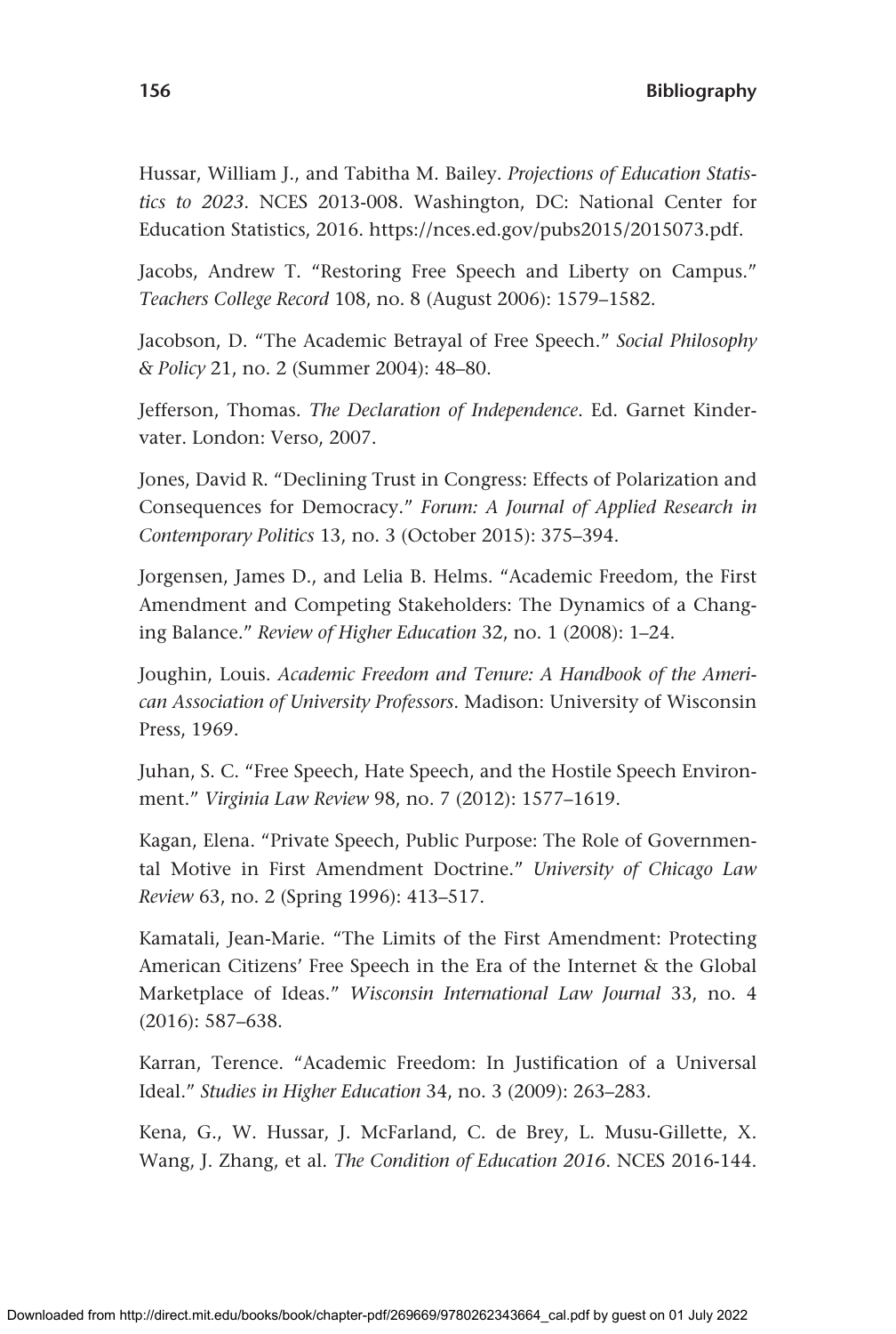Hussar, William J., and Tabitha M. Bailey. *Projections of Education Statistics to 2023*. NCES 2013-008. Washington, DC: National Center for Education Statistics, 2016. https://nces.ed.gov/pubs2015/2015073.pdf.

Jacobs, Andrew T. "Restoring Free Speech and Liberty on Campus." *Teachers College Record* 108, no. 8 (August 2006): 1579–1582.

Jacobson, D. "The Academic Betrayal of Free Speech." *Social Philosophy & Policy* 21, no. 2 (Summer 2004): 48–80.

Jefferson, Thomas. *The Declaration of Independence*. Ed. Garnet Kindervater. London: Verso, 2007.

Jones, David R. "Declining Trust in Congress: Effects of Polarization and Consequences for Democracy." *Forum: A Journal of Applied Research in Contemporary Politics* 13, no. 3 (October 2015): 375–394.

Jorgensen, James D., and Lelia B. Helms. "Academic Freedom, the First Amendment and Competing Stakeholders: The Dynamics of a Changing Balance." *Review of Higher Education* 32, no. 1 (2008): 1–24.

Joughin, Louis. *Academic Freedom and Tenure: A Handbook of the American Association of University Professors*. Madison: University of Wisconsin Press, 1969.

Juhan, S. C. "Free Speech, Hate Speech, and the Hostile Speech Environment." *Virginia Law Review* 98, no. 7 (2012): 1577–1619.

Kagan, Elena. "Private Speech, Public Purpose: The Role of Governmental Motive in First Amendment Doctrine." *University of Chicago Law Review* 63, no. 2 (Spring 1996): 413–517.

Kamatali, Jean-Marie. "The Limits of the First Amendment: Protecting American Citizens' Free Speech in the Era of the Internet & the Global Marketplace of Ideas." *Wisconsin International Law Journal* 33, no. 4 (2016): 587–638.

Karran, Terence. "Academic Freedom: In Justification of a Universal Ideal." *Studies in Higher Education* 34, no. 3 (2009): 263–283.

Kena, G., W. Hussar, J. McFarland, C. de Brey, L. Musu-Gillette, X. Wang, J. Zhang, et al. *The Condition of Education 2016*. NCES 2016-144.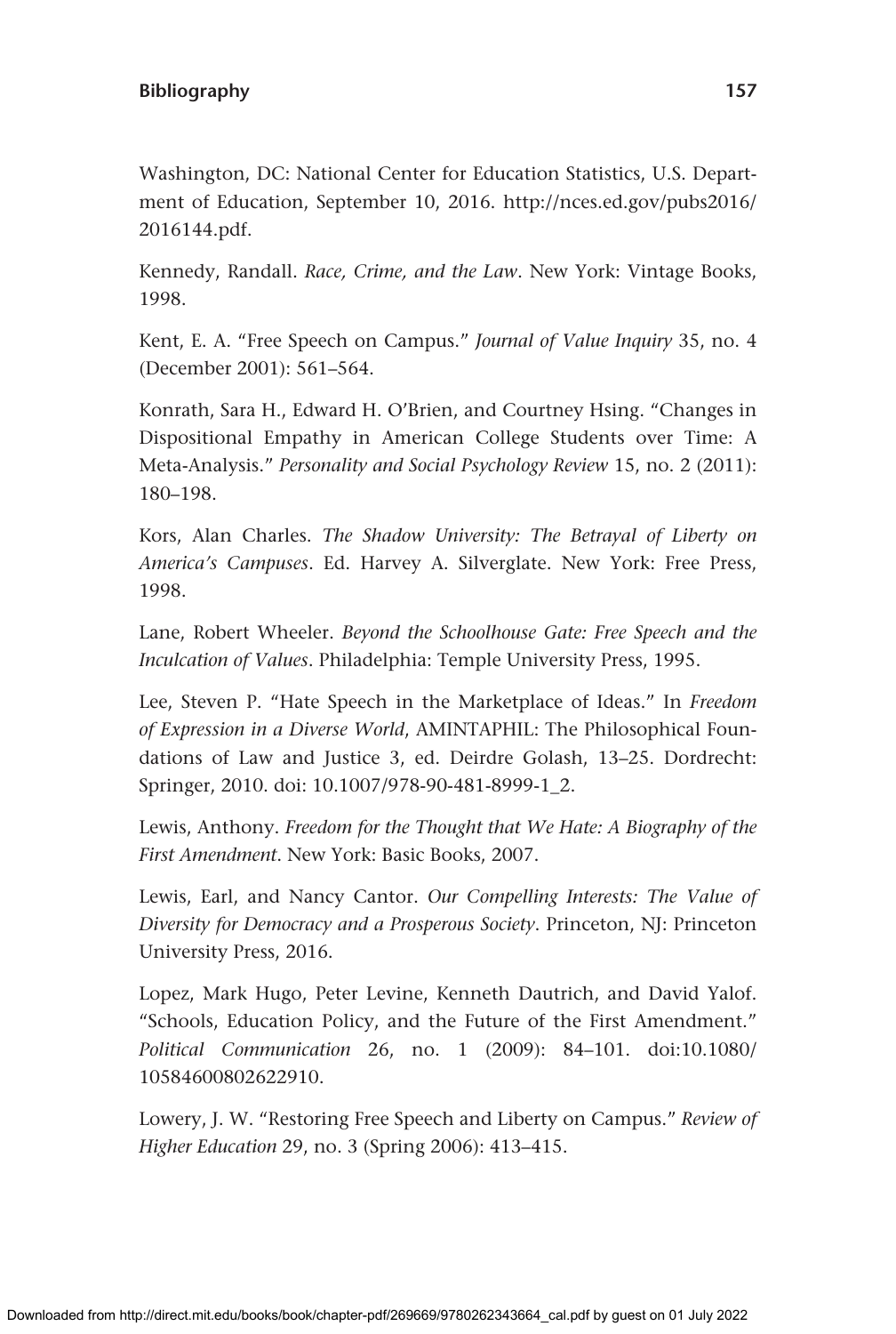Washington, DC: National Center for Education Statistics, U.S. Department of Education, September 10, 2016. http://nces.ed.gov/pubs2016/2016144.pdf.

Kennedy, Randall. *Race, Crime, and the Law*. New York: Vintage Books, 1998.

Kent, E. A. "Free Speech on Campus." *Journal of Value Inquiry* 35, no. 4 (December 2001): 561–564.

Konrath, Sara H., Edward H. O'Brien, and Courtney Hsing. "Changes in Dispositional Empathy in American College Students over Time: A Meta-Analysis." *Personality and Social Psychology Review* 15, no. 2 (2011): 180–198.

Kors, Alan Charles. *The Shadow University: The Betrayal of Liberty on America's Campuses*. Ed. Harvey A. Silverglate. New York: Free Press, 1998.

Lane, Robert Wheeler. *Beyond the Schoolhouse Gate: Free Speech and the Inculcation of Values*. Philadelphia: Temple University Press, 1995.

Lee, Steven P. "Hate Speech in the Marketplace of Ideas." In *Freedom of Expression in a Diverse World*, AMINTAPHIL: The Philosophical Foundations of Law and Justice 3, ed. Deirdre Golash, 13–25. Dordrecht: Springer, 2010. doi: 10.1007/978-90-481-8999-1_2.

Lewis, Anthony. *Freedom for the Thought that We Hate: A Biography of the First Amendment*. New York: Basic Books, 2007.

Lewis, Earl, and Nancy Cantor. *Our Compelling Interests: The Value of Diversity for Democracy and a Prosperous Society*. Princeton, NJ: Princeton University Press, 2016.

Lopez, Mark Hugo, Peter Levine, Kenneth Dautrich, and David Yalof. "Schools, Education Policy, and the Future of the First Amendment." *Political Communication* 26, no. 1 (2009): 84–101. doi:10.1080/10584600802622910.

Lowery, J. W. "Restoring Free Speech and Liberty on Campus." *Review of Higher Education* 29, no. 3 (Spring 2006): 413–415.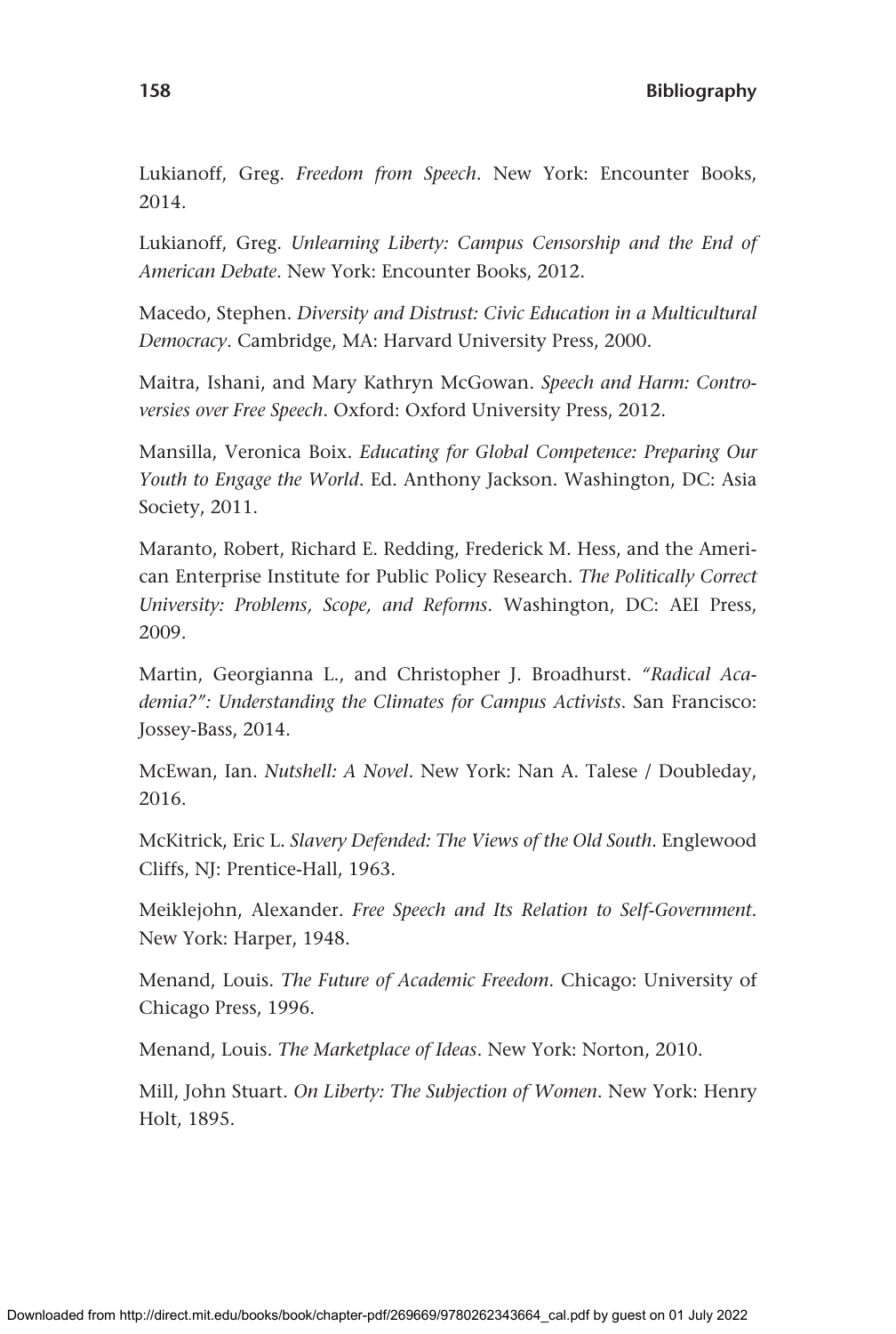Lukianoff, Greg. *Freedom from Speech*. New York: Encounter Books, 2014.

Lukianoff, Greg. *Unlearning Liberty: Campus Censorship and the End of American Debate*. New York: Encounter Books, 2012.

Macedo, Stephen. *Diversity and Distrust: Civic Education in a Multicultural Democracy*. Cambridge, MA: Harvard University Press, 2000.

Maitra, Ishani, and Mary Kathryn McGowan. *Speech and Harm: Controversies over Free Speech*. Oxford: Oxford University Press, 2012.

Mansilla, Veronica Boix. *Educating for Global Competence: Preparing Our Youth to Engage the World*. Ed. Anthony Jackson. Washington, DC: Asia Society, 2011.

Maranto, Robert, Richard E. Redding, Frederick M. Hess, and the American Enterprise Institute for Public Policy Research. *The Politically Correct University: Problems, Scope, and Reforms*. Washington, DC: AEI Press, 2009.

Martin, Georgianna L., and Christopher J. Broadhurst. *"Radical Academia?": Understanding the Climates for Campus Activists*. San Francisco: Jossey-Bass, 2014.

McEwan, Ian. *Nutshell: A Novel*. New York: Nan A. Talese / Doubleday, 2016.

McKitrick, Eric L. *Slavery Defended: The Views of the Old South*. Englewood Cliffs, NJ: Prentice-Hall, 1963.

Meiklejohn, Alexander. *Free Speech and Its Relation to Self-Government*. New York: Harper, 1948.

Menand, Louis. *The Future of Academic Freedom*. Chicago: University of Chicago Press, 1996.

Menand, Louis. *The Marketplace of Ideas*. New York: Norton, 2010.

Mill, John Stuart. *On Liberty: The Subjection of Women*. New York: Henry Holt, 1895.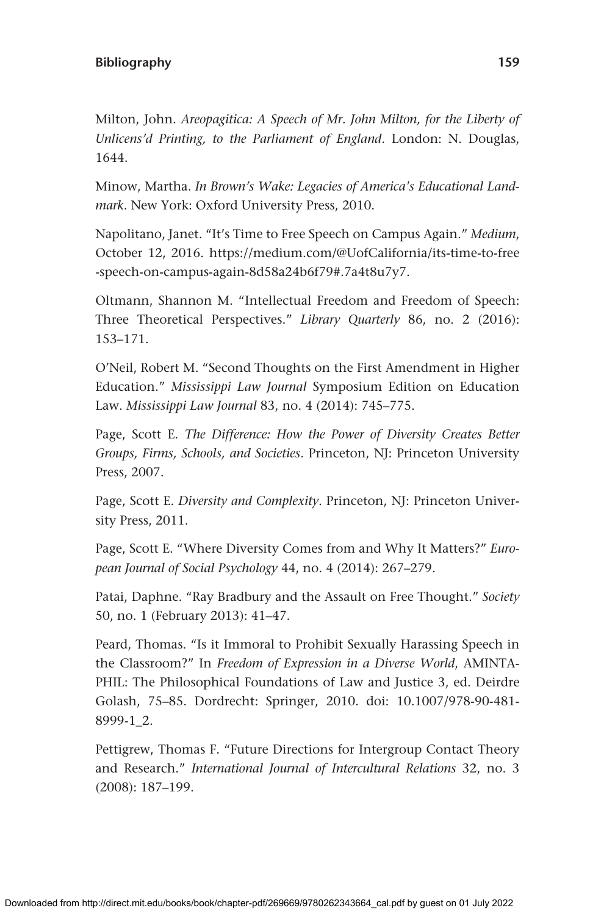Milton, John. *Areopagitica: A Speech of Mr. John Milton, for the Liberty of Unlicens'd Printing, to the Parliament of England*. London: N. Douglas, 1644.

Minow, Martha. *In Brown's Wake: Legacies of America's Educational Landmark*. New York: Oxford University Press, 2010.

Napolitano, Janet. "It's Time to Free Speech on Campus Again." *Medium*, October 12, 2016. https://medium.com/@UofCalifornia/its-time-to-free-speech-on-campus-again-8d58a24b6f79#.7a4t8u7y7.

Oltmann, Shannon M. "Intellectual Freedom and Freedom of Speech: Three Theoretical Perspectives." *Library Quarterly* 86, no. 2 (2016): 153–171.

O'Neil, Robert M. "Second Thoughts on the First Amendment in Higher Education." *Mississippi Law Journal* Symposium Edition on Education Law. *Mississippi Law Journal* 83, no. 4 (2014): 745–775.

Page, Scott E. *The Difference: How the Power of Diversity Creates Better Groups, Firms, Schools, and Societies*. Princeton, NJ: Princeton University Press, 2007.

Page, Scott E. *Diversity and Complexity*. Princeton, NJ: Princeton University Press, 2011.

Page, Scott E. "Where Diversity Comes from and Why It Matters?" *European Journal of Social Psychology* 44, no. 4 (2014): 267–279.

Patai, Daphne. "Ray Bradbury and the Assault on Free Thought." *Society* 50, no. 1 (February 2013): 41–47.

Peard, Thomas. "Is it Immoral to Prohibit Sexually Harassing Speech in the Classroom?" In *Freedom of Expression in a Diverse World*, AMINTAPHIL: The Philosophical Foundations of Law and Justice 3, ed. Deirdre Golash, 75–85. Dordrecht: Springer, 2010. doi: 10.1007/978-90-481-8999-1_2.

Pettigrew, Thomas F. "Future Directions for Intergroup Contact Theory and Research." *International Journal of Intercultural Relations* 32, no. 3 (2008): 187–199.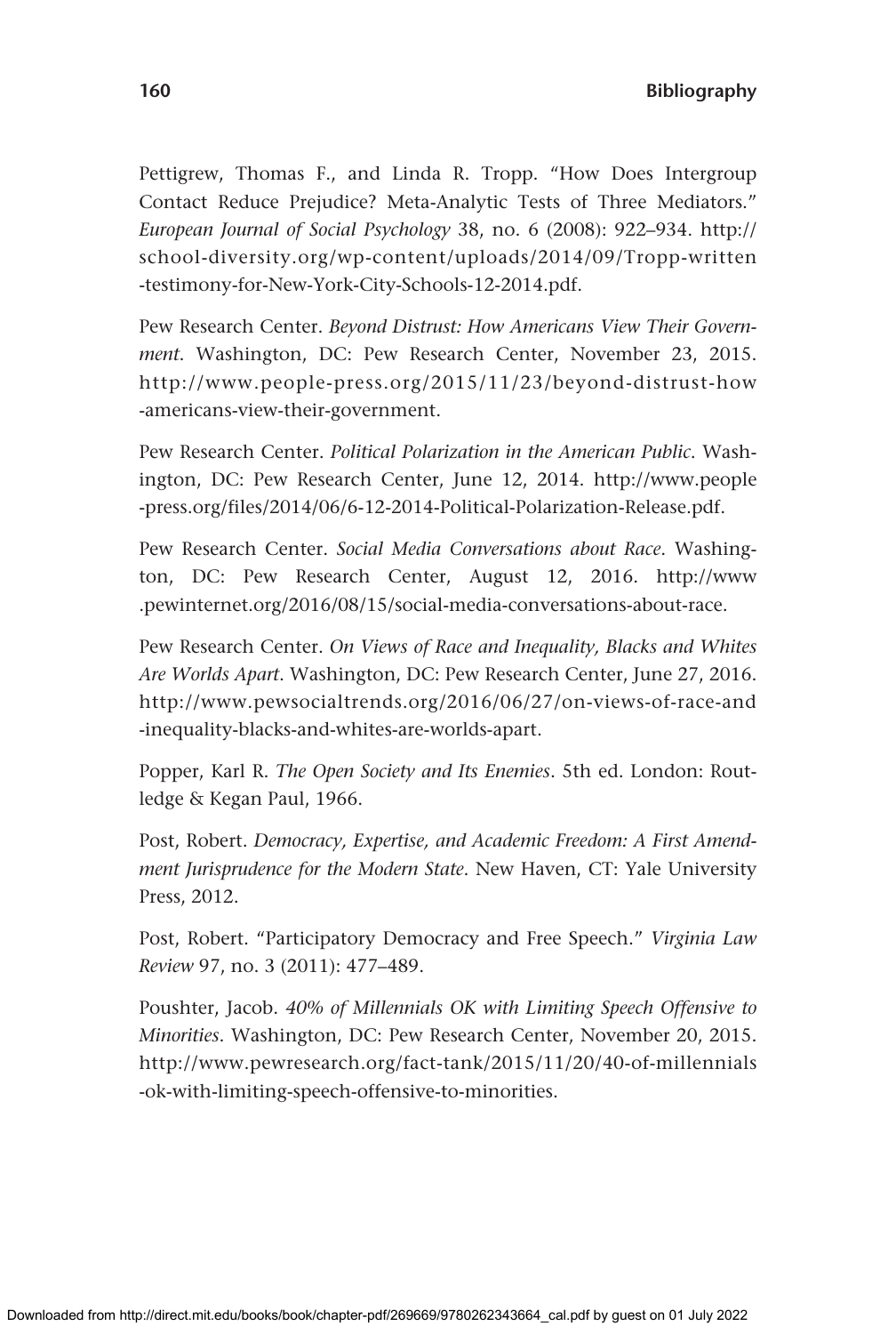Pettigrew, Thomas F., and Linda R. Tropp. "How Does Intergroup Contact Reduce Prejudice? Meta-Analytic Tests of Three Mediators." *European Journal of Social Psychology* 38, no. 6 (2008): 922–934. http://school-diversity.org/wp-content/uploads/2014/09/Tropp-written-testimony-for-New-York-City-Schools-12-2014.pdf.

Pew Research Center. *Beyond Distrust: How Americans View Their Government*. Washington, DC: Pew Research Center, November 23, 2015. http://www.people-press.org/2015/11/23/beyond-distrust-how-americans-view-their-government.

Pew Research Center. *Political Polarization in the American Public*. Washington, DC: Pew Research Center, June 12, 2014. http://www.people-press.org/files/2014/06/6-12-2014-Political-Polarization-Release.pdf.

Pew Research Center. *Social Media Conversations about Race*. Washington, DC: Pew Research Center, August 12, 2016. http://www.pewinternet.org/2016/08/15/social-media-conversations-about-race.

Pew Research Center. *On Views of Race and Inequality, Blacks and Whites Are Worlds Apart*. Washington, DC: Pew Research Center, June 27, 2016. http://www.pewsocialtrends.org/2016/06/27/on-views-of-race-and-inequality-blacks-and-whites-are-worlds-apart.

Popper, Karl R. *The Open Society and Its Enemies*. 5th ed. London: Routledge & Kegan Paul, 1966.

Post, Robert. *Democracy, Expertise, and Academic Freedom: A First Amendment Jurisprudence for the Modern State*. New Haven, CT: Yale University Press, 2012.

Post, Robert. "Participatory Democracy and Free Speech." *Virginia Law Review* 97, no. 3 (2011): 477–489.

Poushter, Jacob. *40% of Millennials OK with Limiting Speech Offensive to Minorities*. Washington, DC: Pew Research Center, November 20, 2015. http://www.pewresearch.org/fact-tank/2015/11/20/40-of-millennials-ok-with-limiting-speech-offensive-to-minorities.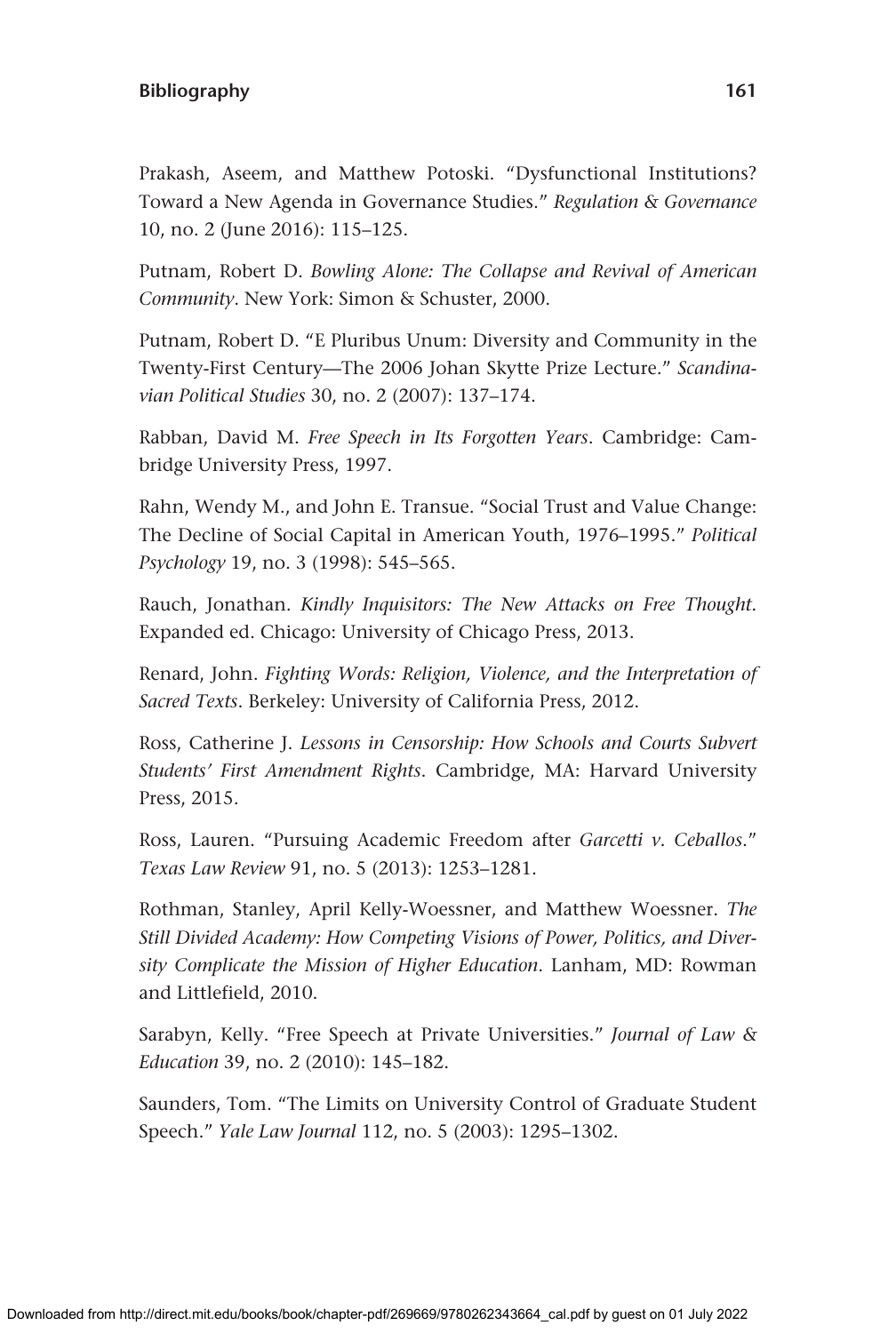Prakash, Aseem, and Matthew Potoski. "Dysfunctional Institutions? Toward a New Agenda in Governance Studies." *Regulation & Governance* 10, no. 2 (June 2016): 115–125.

Putnam, Robert D. *Bowling Alone: The Collapse and Revival of American Community*. New York: Simon & Schuster, 2000.

Putnam, Robert D. "E Pluribus Unum: Diversity and Community in the Twenty-First Century—The 2006 Johan Skytte Prize Lecture." *Scandinavian Political Studies* 30, no. 2 (2007): 137–174.

Rabban, David M. *Free Speech in Its Forgotten Years*. Cambridge: Cambridge University Press, 1997.

Rahn, Wendy M., and John E. Transue. "Social Trust and Value Change: The Decline of Social Capital in American Youth, 1976–1995." *Political Psychology* 19, no. 3 (1998): 545–565.

Rauch, Jonathan. *Kindly Inquisitors: The New Attacks on Free Thought*. Expanded ed. Chicago: University of Chicago Press, 2013.

Renard, John. *Fighting Words: Religion, Violence, and the Interpretation of Sacred Texts*. Berkeley: University of California Press, 2012.

Ross, Catherine J. *Lessons in Censorship: How Schools and Courts Subvert Students' First Amendment Rights*. Cambridge, MA: Harvard University Press, 2015.

Ross, Lauren. "Pursuing Academic Freedom after *Garcetti v. Ceballos*." *Texas Law Review* 91, no. 5 (2013): 1253–1281.

Rothman, Stanley, April Kelly-Woessner, and Matthew Woessner. *The Still Divided Academy: How Competing Visions of Power, Politics, and Diversity Complicate the Mission of Higher Education*. Lanham, MD: Rowman and Littlefield, 2010.

Sarabyn, Kelly. "Free Speech at Private Universities." *Journal of Law & Education* 39, no. 2 (2010): 145–182.

Saunders, Tom. "The Limits on University Control of Graduate Student Speech." *Yale Law Journal* 112, no. 5 (2003): 1295–1302.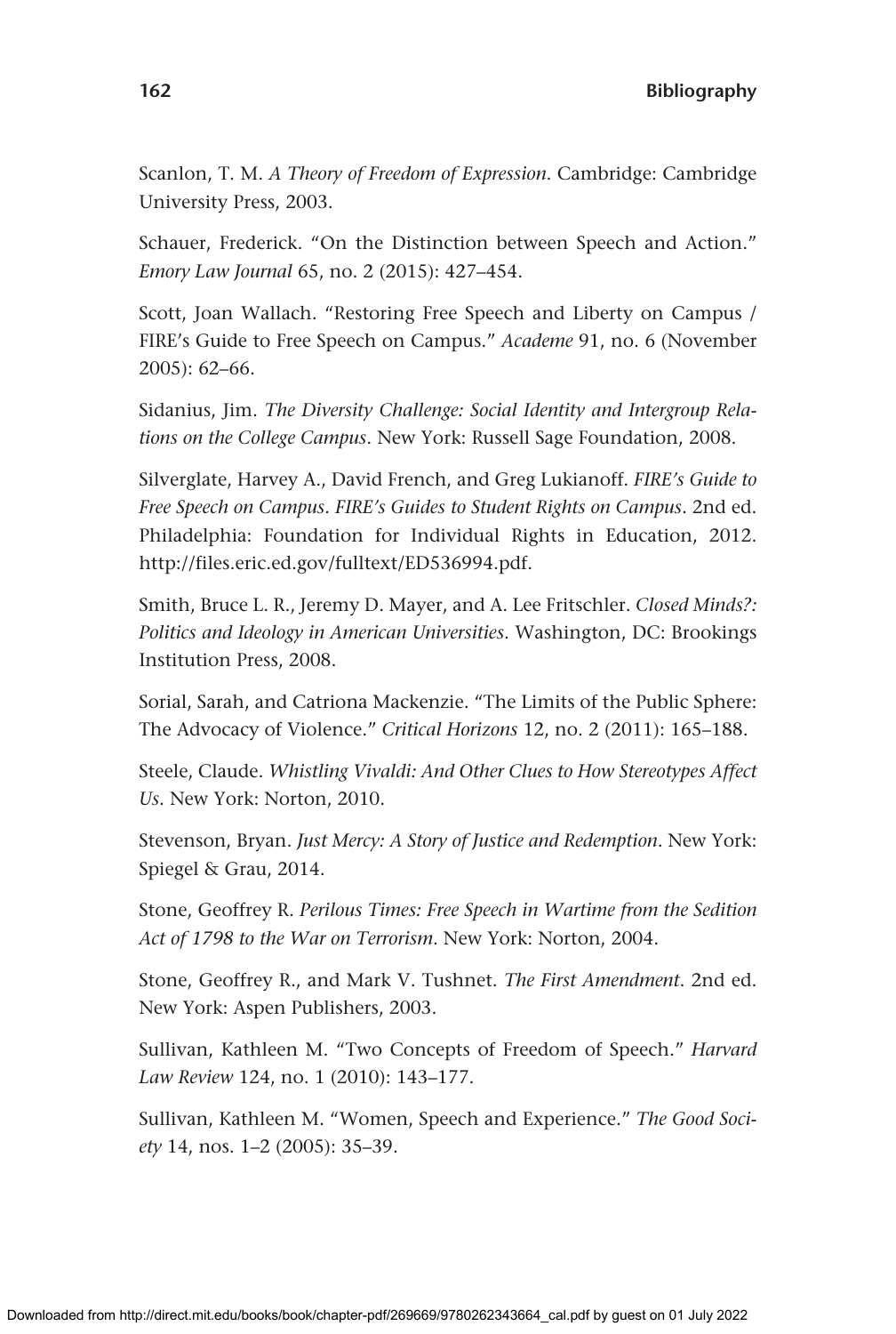Scanlon, T. M. *A Theory of Freedom of Expression*. Cambridge: Cambridge University Press, 2003.

Schauer, Frederick. "On the Distinction between Speech and Action." *Emory Law Journal* 65, no. 2 (2015): 427–454.

Scott, Joan Wallach. "Restoring Free Speech and Liberty on Campus / FIRE's Guide to Free Speech on Campus." *Academe* 91, no. 6 (November 2005): 62–66.

Sidanius, Jim. *The Diversity Challenge: Social Identity and Intergroup Relations on the College Campus*. New York: Russell Sage Foundation, 2008.

Silverglate, Harvey A., David French, and Greg Lukianoff. *FIRE's Guide to Free Speech on Campus*. *FIRE's Guides to Student Rights on Campus*. 2nd ed. Philadelphia: Foundation for Individual Rights in Education, 2012. http://files.eric.ed.gov/fulltext/ED536994.pdf.

Smith, Bruce L. R., Jeremy D. Mayer, and A. Lee Fritschler. *Closed Minds?: Politics and Ideology in American Universities*. Washington, DC: Brookings Institution Press, 2008.

Sorial, Sarah, and Catriona Mackenzie. "The Limits of the Public Sphere: The Advocacy of Violence." *Critical Horizons* 12, no. 2 (2011): 165–188.

Steele, Claude. *Whistling Vivaldi: And Other Clues to How Stereotypes Affect Us*. New York: Norton, 2010.

Stevenson, Bryan. *Just Mercy: A Story of Justice and Redemption*. New York: Spiegel & Grau, 2014.

Stone, Geoffrey R. *Perilous Times: Free Speech in Wartime from the Sedition Act of 1798 to the War on Terrorism*. New York: Norton, 2004.

Stone, Geoffrey R., and Mark V. Tushnet. *The First Amendment*. 2nd ed. New York: Aspen Publishers, 2003.

Sullivan, Kathleen M. "Two Concepts of Freedom of Speech." *Harvard Law Review* 124, no. 1 (2010): 143–177.

Sullivan, Kathleen M. "Women, Speech and Experience." *The Good Society* 14, nos. 1–2 (2005): 35–39.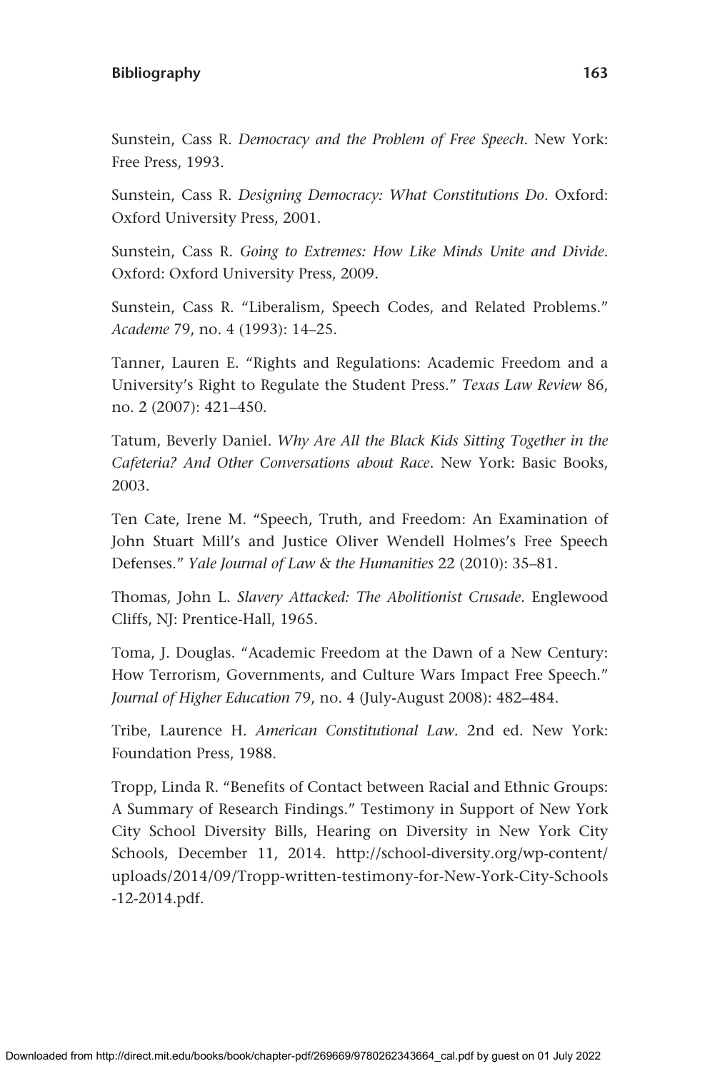Sunstein, Cass R. *Democracy and the Problem of Free Speech*. New York: Free Press, 1993.

Sunstein, Cass R. *Designing Democracy: What Constitutions Do*. Oxford: Oxford University Press, 2001.

Sunstein, Cass R. *Going to Extremes: How Like Minds Unite and Divide*. Oxford: Oxford University Press, 2009.

Sunstein, Cass R. "Liberalism, Speech Codes, and Related Problems." *Academe* 79, no. 4 (1993): 14–25.

Tanner, Lauren E. "Rights and Regulations: Academic Freedom and a University's Right to Regulate the Student Press." *Texas Law Review* 86, no. 2 (2007): 421–450.

Tatum, Beverly Daniel. *Why Are All the Black Kids Sitting Together in the Cafeteria? And Other Conversations about Race*. New York: Basic Books, 2003.

Ten Cate, Irene M. "Speech, Truth, and Freedom: An Examination of John Stuart Mill's and Justice Oliver Wendell Holmes's Free Speech Defenses." *Yale Journal of Law & the Humanities* 22 (2010): 35–81.

Thomas, John L. *Slavery Attacked: The Abolitionist Crusade*. Englewood Cliffs, NJ: Prentice-Hall, 1965.

Toma, J. Douglas. "Academic Freedom at the Dawn of a New Century: How Terrorism, Governments, and Culture Wars Impact Free Speech." *Journal of Higher Education* 79, no. 4 (July-August 2008): 482–484.

Tribe, Laurence H. *American Constitutional Law*. 2nd ed. New York: Foundation Press, 1988.

Tropp, Linda R. "Benefits of Contact between Racial and Ethnic Groups: A Summary of Research Findings." Testimony in Support of New York City School Diversity Bills, Hearing on Diversity in New York City Schools, December 11, 2014. http://school-diversity.org/wp-content/uploads/2014/09/Tropp-written-testimony-for-New-York-City-Schools-12-2014.pdf.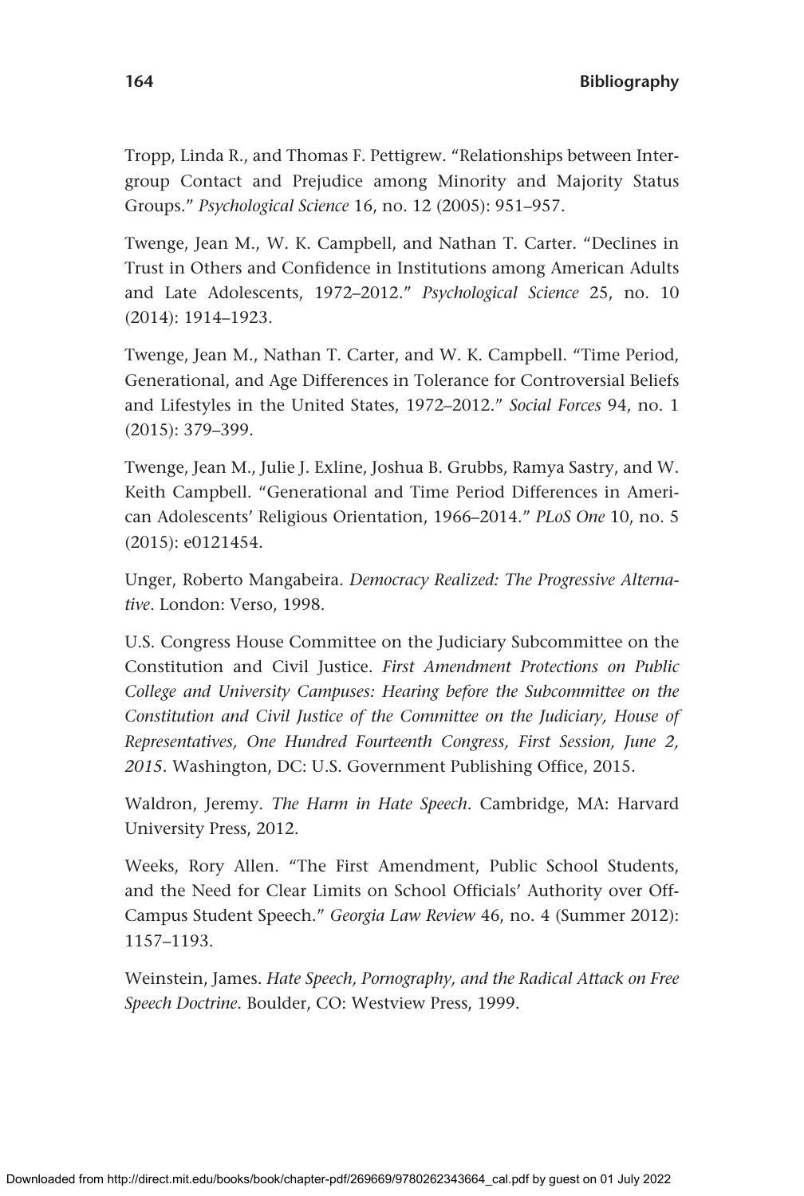Tropp, Linda R., and Thomas F. Pettigrew. "Relationships between Intergroup Contact and Prejudice among Minority and Majority Status Groups." *Psychological Science* 16, no. 12 (2005): 951–957.

Twenge, Jean M., W. K. Campbell, and Nathan T. Carter. "Declines in Trust in Others and Confidence in Institutions among American Adults and Late Adolescents, 1972–2012." *Psychological Science* 25, no. 10 (2014): 1914–1923.

Twenge, Jean M., Nathan T. Carter, and W. K. Campbell. "Time Period, Generational, and Age Differences in Tolerance for Controversial Beliefs and Lifestyles in the United States, 1972–2012." *Social Forces* 94, no. 1 (2015): 379–399.

Twenge, Jean M., Julie J. Exline, Joshua B. Grubbs, Ramya Sastry, and W. Keith Campbell. "Generational and Time Period Differences in American Adolescents' Religious Orientation, 1966–2014." *PLoS One* 10, no. 5 (2015): e0121454.

Unger, Roberto Mangabeira. *Democracy Realized: The Progressive Alternative*. London: Verso, 1998.

U.S. Congress House Committee on the Judiciary Subcommittee on the Constitution and Civil Justice. *First Amendment Protections on Public College and University Campuses: Hearing before the Subcommittee on the Constitution and Civil Justice of the Committee on the Judiciary, House of Representatives, One Hundred Fourteenth Congress, First Session, June 2, 2015*. Washington, DC: U.S. Government Publishing Office, 2015.

Waldron, Jeremy. *The Harm in Hate Speech*. Cambridge, MA: Harvard University Press, 2012.

Weeks, Rory Allen. "The First Amendment, Public School Students, and the Need for Clear Limits on School Officials' Authority over Off-Campus Student Speech." *Georgia Law Review* 46, no. 4 (Summer 2012): 1157–1193.

Weinstein, James. *Hate Speech, Pornography, and the Radical Attack on Free Speech Doctrine*. Boulder, CO: Westview Press, 1999.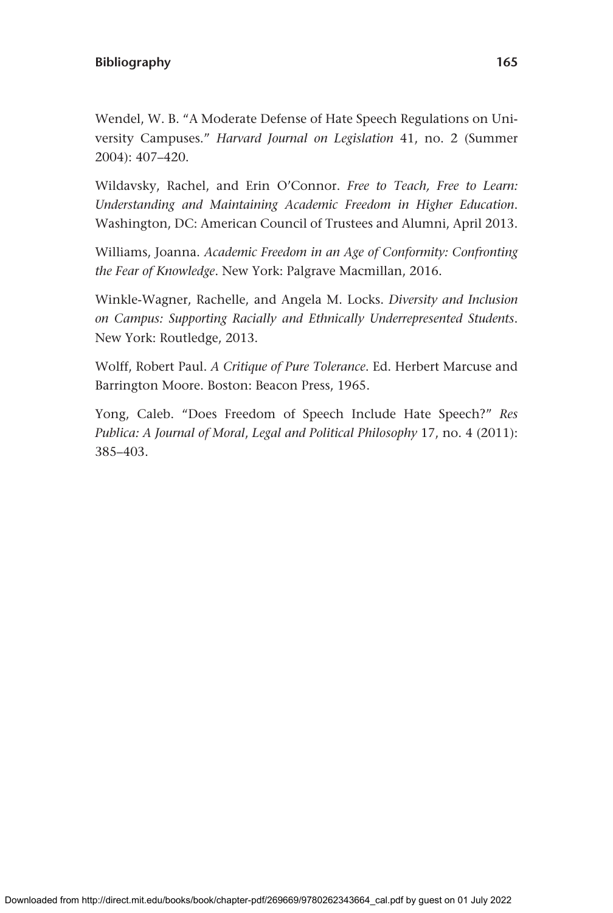Wendel, W. B. "A Moderate Defense of Hate Speech Regulations on University Campuses." *Harvard Journal on Legislation* 41, no. 2 (Summer 2004): 407–420.

Wildavsky, Rachel, and Erin O'Connor. *Free to Teach, Free to Learn: Understanding and Maintaining Academic Freedom in Higher Education*. Washington, DC: American Council of Trustees and Alumni, April 2013.

Williams, Joanna. *Academic Freedom in an Age of Conformity: Confronting the Fear of Knowledge*. New York: Palgrave Macmillan, 2016.

Winkle-Wagner, Rachelle, and Angela M. Locks. *Diversity and Inclusion on Campus: Supporting Racially and Ethnically Underrepresented Students*. New York: Routledge, 2013.

Wolff, Robert Paul. *A Critique of Pure Tolerance*. Ed. Herbert Marcuse and Barrington Moore. Boston: Beacon Press, 1965.

Yong, Caleb. "Does Freedom of Speech Include Hate Speech?" *Res Publica: A Journal of Moral, Legal and Political Philosophy* 17, no. 4 (2011): 385–403.